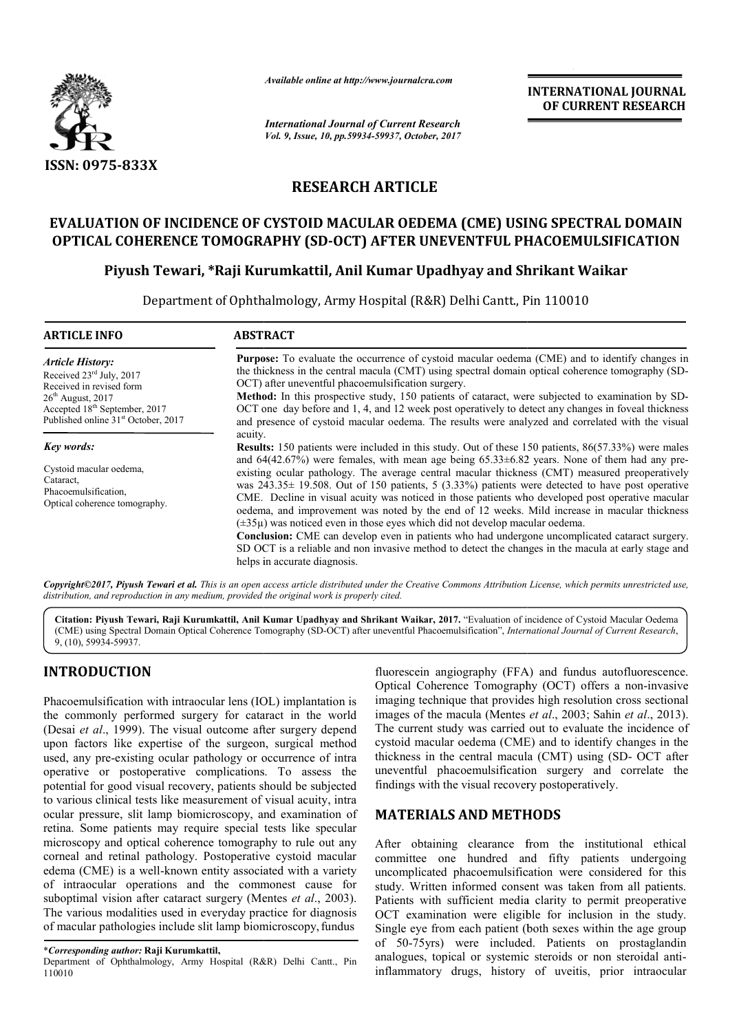**RESEARCH ARTICLE**

# EVALUATION OF INCIDENCE OF CYSTOID MACULAR OEDEMA (CME) USING SPECTRAL DOMAIN OPTICAL COHERENCE TOMOGRAPHY (SD-OCT) AFTER UNEVENTFUL PHACOEMULSIFICATION

**Piyush Tewari, \*Raji Kurumkattil, Anil Kumar Upadhyay and Shrikant Waikar**

Department of Ophthalmology, Army Hospital (R&R) Delhi Cantt., Pin 110010

## ARTICLE INFO

*Article History:*
Received 23rd July, 2017
Received in revised form
26th August, 2017
Accepted 18th September, 2017
Published online 31st October, 2017

*Key words:*
Cystoid macular oedema,
Cataract,
Phacoemulsification,
Optical coherence tomography.

## ABSTRACT

**Purpose:** To evaluate the occurrence of cystoid macular oedema (CME) and to identify changes in the thickness in the central macula (CMT) using spectral domain optical coherence tomography (SD-OCT) after uneventful phacoemulsification surgery.

**Method:** In this prospective study, 150 patients of cataract, were subjected to examination by SD-OCT one day before and 1, 4, and 12 week post operatively to detect any changes in foveal thickness and presence of cystoid macular oedema. The results were analyzed and correlated with the visual acuity.

**Results:** 150 patients were included in this study. Out of these 150 patients, 86(57.33%) were males and 64(42.67%) were females, with mean age being 65.33±6.82 years. None of them had any pre-existing ocular pathology. The average central macular thickness (CMT) measured preoperatively was 243.35± 19.508. Out of 150 patients, 5 (3.33%) patients were detected to have post operative CME. Decline in visual acuity was noticed in those patients who developed post operative macular oedema, and improvement was noted by the end of 12 weeks. Mild increase in macular thickness (±35µ) was noticed even in those eyes which did not develop macular oedema.

**Conclusion:** CME can develop even in patients who had undergone uncomplicated cataract surgery. SD OCT is a reliable and non invasive method to detect the changes in the macula at early stage and helps in accurate diagnosis.

*Copyright©2017, Piyush Tewari et al. This is an open access article distributed under the Creative Commons Attribution License, which permits unrestricted use, distribution, and reproduction in any medium, provided the original work is properly cited.*

**Citation: Piyush Tewari, Raji Kurumkattil, Anil Kumar Upadhyay and Shrikant Waikar, 2017.** "Evaluation of incidence of Cystoid Macular Oedema (CME) using Spectral Domain Optical Coherence Tomography (SD-OCT) after uneventful Phacoemulsification", *International Journal of Current Research*, 9, (10), 59934-59937.

## INTRODUCTION

Phacoemulsification with intraocular lens (IOL) implantation is the commonly performed surgery for cataract in the world (Desai *et al*., 1999). The visual outcome after surgery depend upon factors like expertise of the surgeon, surgical method used, any pre-existing ocular pathology or occurrence of intra operative or postoperative complications. To assess the potential for good visual recovery, patients should be subjected to various clinical tests like measurement of visual acuity, intra ocular pressure, slit lamp biomicroscopy, and examination of retina. Some patients may require special tests like specular microscopy and optical coherence tomography to rule out any corneal and retinal pathology. Postoperative cystoid macular edema (CME) is a well-known entity associated with a variety of intraocular operations and the commonest cause for suboptimal vision after cataract surgery (Mentes *et al*., 2003). The various modalities used in everyday practice for diagnosis of macular pathologies include slit lamp biomicroscopy, fundus fluorescein angiography (FFA) and fundus autofluorescence. Optical Coherence Tomography (OCT) offers a non-invasive imaging technique that provides high resolution cross sectional images of the macula (Mentes *et al*., 2003; Sahin *et al*., 2013). The current study was carried out to evaluate the incidence of cystoid macular oedema (CME) and to identify changes in the thickness in the central macula (CMT) using (SD- OCT after uneventful phacoemulsification surgery and correlate the findings with the visual recovery postoperatively.

## MATERIALS AND METHODS

After obtaining clearance from the institutional ethical committee one hundred and fifty patients undergoing uncomplicated phacoemulsification were considered for this study. Written informed consent was taken from all patients. Patients with sufficient media clarity to permit preoperative OCT examination were eligible for inclusion in the study. Single eye from each patient (both sexes within the age group of 50-75yrs) were included. Patients on prostaglandin analogues, topical or systemic steroids or non steroidal anti-inflammatory drugs, history of uveitis, prior intraocular

\**Corresponding author:* **Raji Kurumkattil,**
Department of Ophthalmology, Army Hospital (R&R) Delhi Cantt., Pin 110010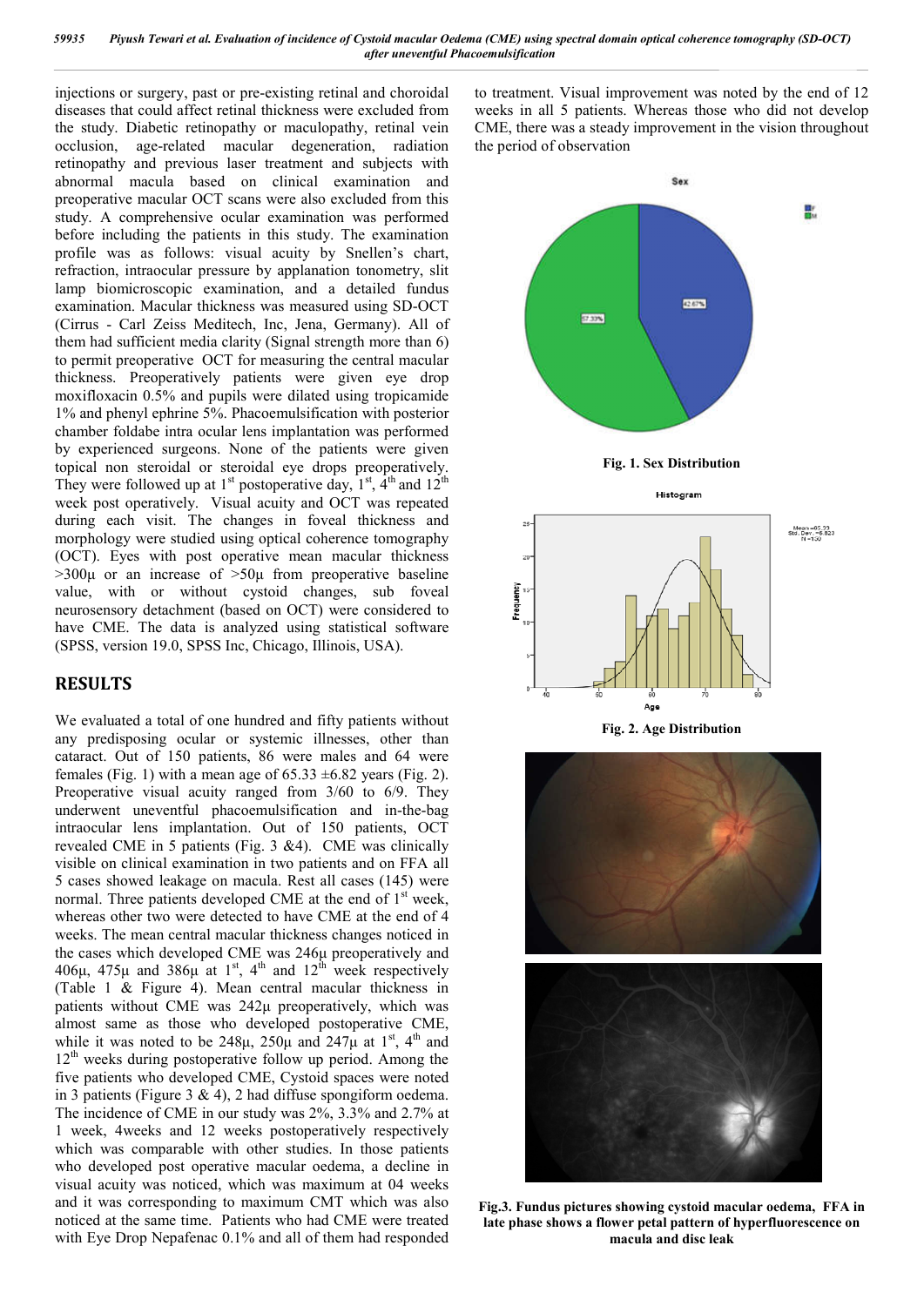injections or surgery, past or pre-existing retinal and choroidal diseases that could affect retinal thickness were excluded from the study. Diabetic retinopathy or maculopathy, retinal vein occlusion, age-related macular degeneration, radiation retinopathy and previous laser treatment and subjects with abnormal macula based on clinical examination and preoperative macular OCT scans were also excluded from this study. A comprehensive ocular examination was performed before including the patients in this study. The examination profile was as follows: visual acuity by Snellen's chart, refraction, intraocular pressure by applanation tonometry, slit lamp biomicroscopic examination, and a detailed fundus examination. Macular thickness was measured using SD-OCT (Cirrus - Carl Zeiss Meditech, Inc, Jena, Germany). All of them had sufficient media clarity (Signal strength more than 6) to permit preoperative OCT for measuring the central macular thickness. Preoperatively patients were given eye drop moxifloxacin 0.5% and pupils were dilated using tropicamide 1% and phenyl ephrine 5%. Phacoemulsification with posterior chamber foldabe intra ocular lens implantation was performed by experienced surgeons. None of the patients were given topical non steroidal or steroidal eye drops preoperatively. They were followed up at 1st postoperative day, 1st, 4th and 12th week post operatively. Visual acuity and OCT was repeated during each visit. The changes in foveal thickness and morphology were studied using optical coherence tomography (OCT). Eyes with post operative mean macular thickness >300µ or an increase of >50µ from preoperative baseline value, with or without cystoid changes, sub foveal neurosensory detachment (based on OCT) were considered to have CME. The data is analyzed using statistical software (SPSS, version 19.0, SPSS Inc, Chicago, Illinois, USA).

## RESULTS

We evaluated a total of one hundred and fifty patients without any predisposing ocular or systemic illnesses, other than cataract. Out of 150 patients, 86 were males and 64 were females (Fig. 1) with a mean age of 65.33 ±6.82 years (Fig. 2). Preoperative visual acuity ranged from 3/60 to 6/9. They underwent uneventful phacoemulsification and in-the-bag intraocular lens implantation. Out of 150 patients, OCT revealed CME in 5 patients (Fig. 3 &4). CME was clinically visible on clinical examination in two patients and on FFA all 5 cases showed leakage on macula. Rest all cases (145) were normal. Three patients developed CME at the end of 1st week, whereas other two were detected to have CME at the end of 4 weeks. The mean central macular thickness changes noticed in the cases which developed CME was 246µ preoperatively and 406µ, 475µ and 386µ at 1st, 4th and 12th week respectively (Table 1 & Figure 4). Mean central macular thickness in patients without CME was 242µ preoperatively, which was almost same as those who developed postoperative CME, while it was noted to be 248µ, 250µ and 247µ at 1st, 4th and 12th weeks during postoperative follow up period. Among the five patients who developed CME, Cystoid spaces were noted in 3 patients (Figure 3 & 4), 2 had diffuse spongiform oedema. The incidence of CME in our study was 2%, 3.3% and 2.7% at 1 week, 4weeks and 12 weeks postoperatively respectively which was comparable with other studies. In those patients who developed post operative macular oedema, a decline in visual acuity was noticed, which was maximum at 04 weeks and it was corresponding to maximum CMT which was also noticed at the same time. Patients who had CME were treated with Eye Drop Nepafenac 0.1% and all of them had responded to treatment. Visual improvement was noted by the end of 12 weeks in all 5 patients. Whereas those who did not develop CME, there was a steady improvement in the vision throughout the period of observation

**Fig. 1. Sex Distribution**

**Fig. 2. Age Distribution**

**Fig.3. Fundus pictures showing cystoid macular oedema, FFA in late phase shows a flower petal pattern of hyperfluorescence on macula and disc leak**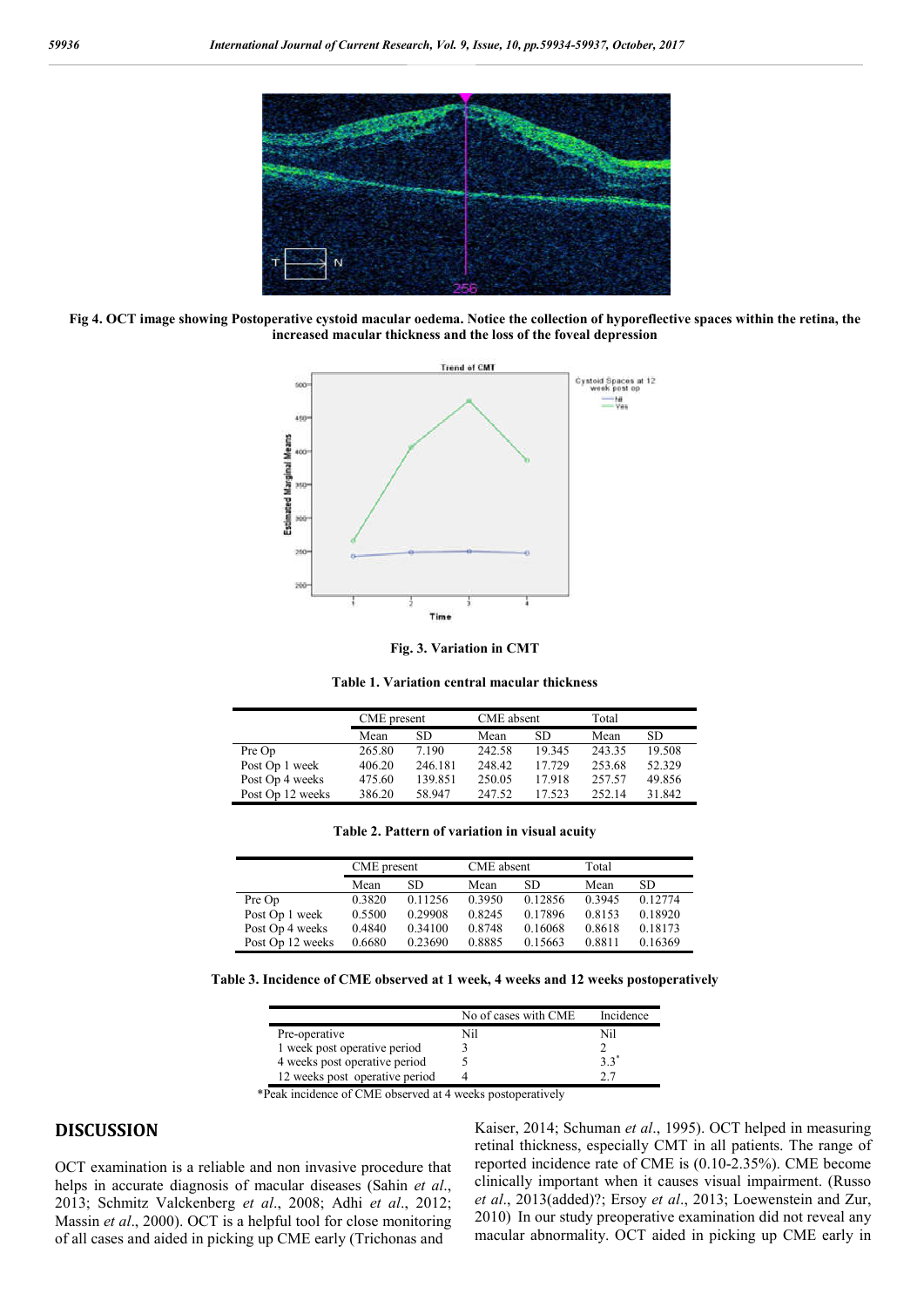Fig 4. OCT image showing Postoperative cystoid macular oedema. Notice the collection of hyporeflective spaces within the retina, the increased macular thickness and the loss of the foveal depression

Trend of CMT

Cystoid Spaces at 12 week post op

Nil

Yes

Estimated Marginal Means

500

450

400

350

300

250

200

1 2 3 4

Time

**Fig. 3. Variation in CMT**

**Table 1. Variation central macular thickness**

| | CME present | | CME absent | | Total | |
|---|---|---|---|---|---|---|
| | Mean | SD | Mean | SD | Mean | SD |
| Pre Op | 265.80 | 7.190 | 242.58 | 19.345 | 243.35 | 19.508 |
| Post Op 1 week | 406.20 | 246.181 | 248.42 | 17.729 | 253.68 | 52.329 |
| Post Op 4 weeks | 475.60 | 139.851 | 250.05 | 17.918 | 257.57 | 49.856 |
| Post Op 12 weeks | 386.20 | 58.947 | 247.52 | 17.523 | 252.14 | 31.842 |

**Table 2. Pattern of variation in visual acuity**

| | CME present | | CME absent | | Total | |
|---|---|---|---|---|---|---|
| | Mean | SD | Mean | SD | Mean | SD |
| Pre Op | 0.3820 | 0.11256 | 0.3950 | 0.12856 | 0.3945 | 0.12774 |
| Post Op 1 week | 0.5500 | 0.29908 | 0.8245 | 0.17896 | 0.8153 | 0.18920 |
| Post Op 4 weeks | 0.4840 | 0.34100 | 0.8748 | 0.16068 | 0.8618 | 0.18173 |
| Post Op 12 weeks | 0.6680 | 0.23690 | 0.8885 | 0.15663 | 0.8811 | 0.16369 |

**Table 3. Incidence of CME observed at 1 week, 4 weeks and 12 weeks postoperatively**

| | No of cases with CME | Incidence |
|---|---|---|
| Pre-operative | Nil | Nil |
| 1 week post operative period | 3 | 2 |
| 4 weeks post operative period | 5 | 3.3* |
| 12 weeks post operative period | 4 | 2.7 |

*Peak incidence of CME observed at 4 weeks postoperatively

## DISCUSSION

OCT examination is a reliable and non invasive procedure that helps in accurate diagnosis of macular diseases (Sahin *et al*., 2013; Schmitz Valckenberg *et al*., 2008; Adhi *et al*., 2012; Massin *et al*., 2000). OCT is a helpful tool for close monitoring of all cases and aided in picking up CME early (Trichonas and Kaiser, 2014; Schuman *et al*., 1995). OCT helped in measuring retinal thickness, especially CMT in all patients. The range of reported incidence rate of CME is (0.10-2.35%). CME become clinically important when it causes visual impairment. (Russo *et al*., 2013(added)?; Ersoy *et al*., 2013; Loewenstein and Zur, 2010) In our study preoperative examination did not reveal any macular abnormality. OCT aided in picking up CME early in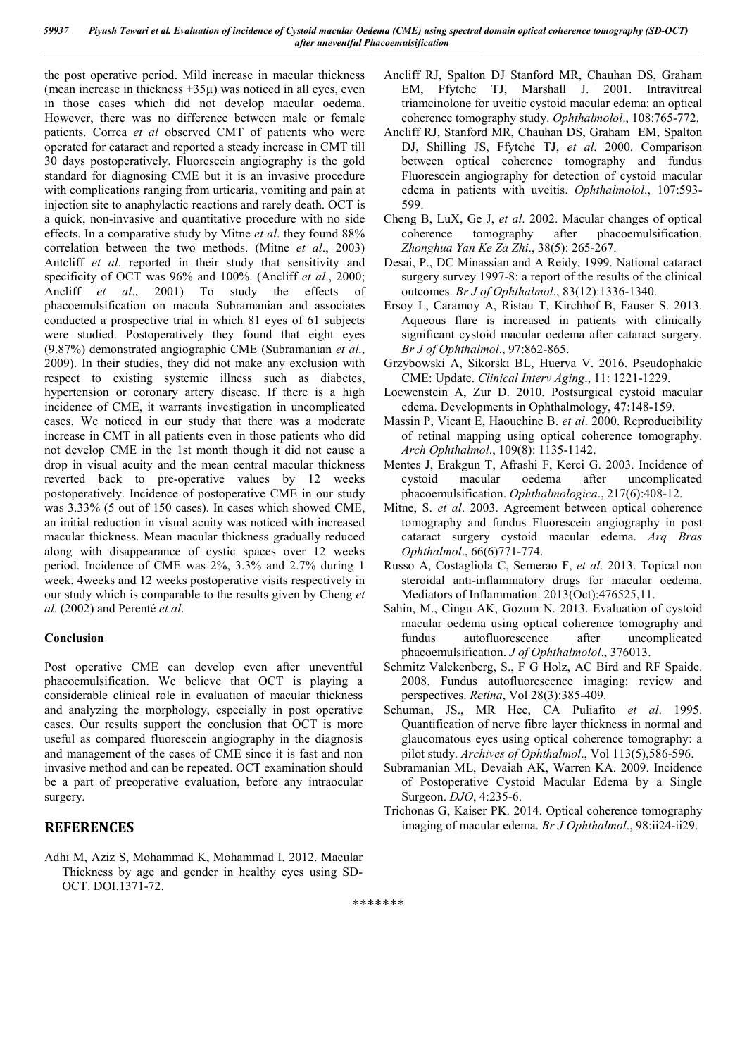the post operative period. Mild increase in macular thickness (mean increase in thickness ±35µ) was noticed in all eyes, even in those cases which did not develop macular oedema. However, there was no difference between male or female patients. Correa *et al* observed CMT of patients who were operated for cataract and reported a steady increase in CMT till 30 days postoperatively. Fluorescein angiography is the gold standard for diagnosing CME but it is an invasive procedure with complications ranging from urticaria, vomiting and pain at injection site to anaphylactic reactions and rarely death. OCT is a quick, non-invasive and quantitative procedure with no side effects. In a comparative study by Mitne *et al*. they found 88% correlation between the two methods. (Mitne *et al*., 2003) Antcliff *et al*. reported in their study that sensitivity and specificity of OCT was 96% and 100%. (Ancliff *et al*., 2000; Ancliff *et al*., 2001) To study the effects of phacoemulsification on macula Subramanian and associates conducted a prospective trial in which 81 eyes of 61 subjects were studied. Postoperatively they found that eight eyes (9.87%) demonstrated angiographic CME (Subramanian *et al*., 2009). In their studies, they did not make any exclusion with respect to existing systemic illness such as diabetes, hypertension or coronary artery disease. If there is a high incidence of CME, it warrants investigation in uncomplicated cases. We noticed in our study that there was a moderate increase in CMT in all patients even in those patients who did not develop CME in the 1st month though it did not cause a drop in visual acuity and the mean central macular thickness reverted back to pre-operative values by 12 weeks postoperatively. Incidence of postoperative CME in our study was 3.33% (5 out of 150 cases). In cases which showed CME, an initial reduction in visual acuity was noticed with increased macular thickness. Mean macular thickness gradually reduced along with disappearance of cystic spaces over 12 weeks period. Incidence of CME was 2%, 3.3% and 2.7% during 1 week, 4weeks and 12 weeks postoperative visits respectively in our study which is comparable to the results given by Cheng *et al*. (2002) and Perenté *et al*.

## Conclusion

Post operative CME can develop even after uneventful phacoemulsification. We believe that OCT is playing a considerable clinical role in evaluation of macular thickness and analyzing the morphology, especially in post operative cases. Our results support the conclusion that OCT is more useful as compared fluorescein angiography in the diagnosis and management of the cases of CME since it is fast and non invasive method and can be repeated. OCT examination should be a part of preoperative evaluation, before any intraocular surgery.

## REFERENCES

Adhi M, Aziz S, Mohammad K, Mohammad I. 2012. Macular Thickness by age and gender in healthy eyes using SD-OCT. DOI.1371-72.

Ancliff RJ, Spalton DJ Stanford MR, Chauhan DS, Graham EM, Ffytche TJ, Marshall J. 2001. Intravitreal triamcinolone for uveitic cystoid macular edema: an optical coherence tomography study. *Ophthalmolol*., 108:765-772.

Ancliff RJ, Stanford MR, Chauhan DS, Graham EM, Spalton DJ, Shilling JS, Ffytche TJ, *et al*. 2000. Comparison between optical coherence tomography and fundus Fluorescein angiography for detection of cystoid macular edema in patients with uveitis. *Ophthalmolol*., 107:593-599.

Cheng B, LuX, Ge J, *et al*. 2002. Macular changes of optical coherence tomography after phacoemulsification. *Zhonghua Yan Ke Za Zhi*., 38(5): 265-267.

Desai, P., DC Minassian and A Reidy, 1999. National cataract surgery survey 1997-8: a report of the results of the clinical outcomes. *Br J of Ophthalmol*., 83(12):1336-1340.

Ersoy L, Caramoy A, Ristau T, Kirchhof B, Fauser S. 2013. Aqueous flare is increased in patients with clinically significant cystoid macular oedema after cataract surgery. *Br J of Ophthalmol*., 97:862-865.

Grzybowski A, Sikorski BL, Huerva V. 2016. Pseudophakic CME: Update. *Clinical Interv Aging*., 11: 1221-1229.

Loewenstein A, Zur D. 2010. Postsurgical cystoid macular edema. Developments in Ophthalmology, 47:148-159.

Massin P, Vicant E, Haouchine B. *et al*. 2000. Reproducibility of retinal mapping using optical coherence tomography. *Arch Ophthalmol*., 109(8): 1135-1142.

Mentes J, Erakgun T, Afrashi F, Kerci G. 2003. Incidence of cystoid macular oedema after uncomplicated phacoemulsification. *Ophthalmologica*., 217(6):408-12.

Mitne, S. *et al*. 2003. Agreement between optical coherence tomography and fundus Fluorescein angiography in post cataract surgery cystoid macular edema. *Arq Bras Ophthalmol*., 66(6)771-774.

Russo A, Costagliola C, Semerao F, *et al*. 2013. Topical non steroidal anti-inflammatory drugs for macular oedema. Mediators of Inflammation. 2013(Oct):476525,11.

Sahin, M., Cingu AK, Gozum N. 2013. Evaluation of cystoid macular oedema using optical coherence tomography and fundus autofluorescence after uncomplicated phacoemulsification. *J of Ophthalmolol*., 376013.

Schmitz Valckenberg, S., F G Holz, AC Bird and RF Spaide. 2008. Fundus autofluorescence imaging: review and perspectives. *Retina*, Vol 28(3):385-409.

Schuman, JS., MR Hee, CA Puliafito *et al*. 1995. Quantification of nerve fibre layer thickness in normal and glaucomatous eyes using optical coherence tomography: a pilot study. *Archives of Ophthalmol*., Vol 113(5),586-596.

Subramanian ML, Devaiah AK, Warren KA. 2009. Incidence of Postoperative Cystoid Macular Edema by a Single Surgeon. *DJO*, 4:235-6.

Trichonas G, Kaiser PK. 2014. Optical coherence tomography imaging of macular edema. *Br J Ophthalmol*., 98:ii24-ii29.

*******